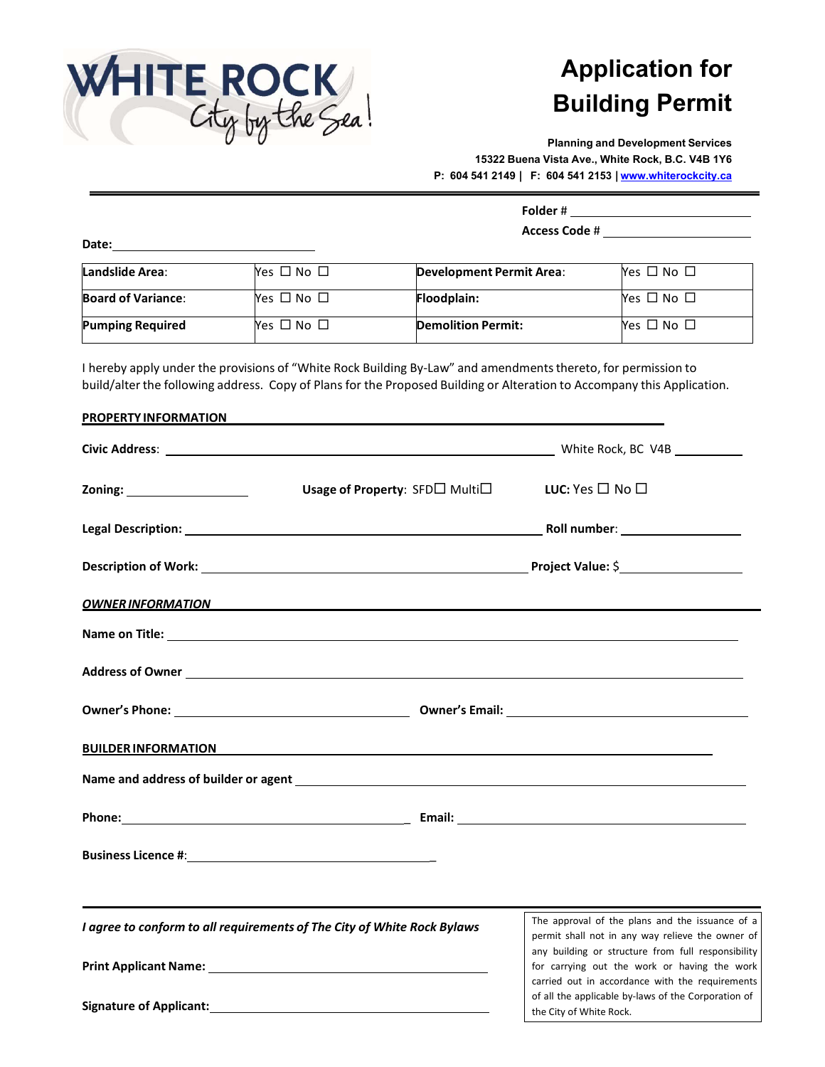WHITE ROCK City by the Sea!

# Application for Building Permit

**Planning and Development Services**
**15322 Buena Vista Ave., White Rock, B.C. V4B 1Y6**
**P: 604 541 2149 | F: 604 541 2153 | www.whiterockcity.ca**

**Folder #** ____________________

**Access Code #** ____________________

**Date:** ____________________

| | | | |
|---|---|---|---|
| **Landslide Area**: | Yes ☐ No ☐ | **Development Permit Area**: | Yes ☐ No ☐ |
| **Board of Variance**: | Yes ☐ No ☐ | **Floodplain:** | Yes ☐ No ☐ |
| **Pumping Required** | Yes ☐ No ☐ | **Demolition Permit:** | Yes ☐ No ☐ |

I hereby apply under the provisions of "White Rock Building By-Law" and amendments thereto, for permission to build/alter the following address. Copy of Plans for the Proposed Building or Alteration to Accompany this Application.

**PROPERTY INFORMATION**

**Civic Address**: ____________________ White Rock, BC V4B ________

**Zoning:** ____________ **Usage of Property**: SFD☐ Multi☐ **LUC:** Yes ☐ No ☐

**Legal Description:** ____________________ **Roll number**: ____________

**Description of Work:** ____________________ **Project Value:** $____________

***OWNER INFORMATION***

**Name on Title:** ____________________

**Address of Owner** ____________________

**Owner's Phone:** ____________________ **Owner's Email:** ____________________

**BUILDER INFORMATION**

**Name and address of builder or agent** ____________________

**Phone:** ____________________ **Email:** ____________________

**Business Licence #**: ____________________

***I agree to conform to all requirements of The City of White Rock Bylaws***

**Print Applicant Name:** ____________________

**Signature of Applicant:** ____________________

The approval of the plans and the issuance of a permit shall not in any way relieve the owner of any building or structure from full responsibility for carrying out the work or having the work carried out in accordance with the requirements of all the applicable by-laws of the Corporation of the City of White Rock.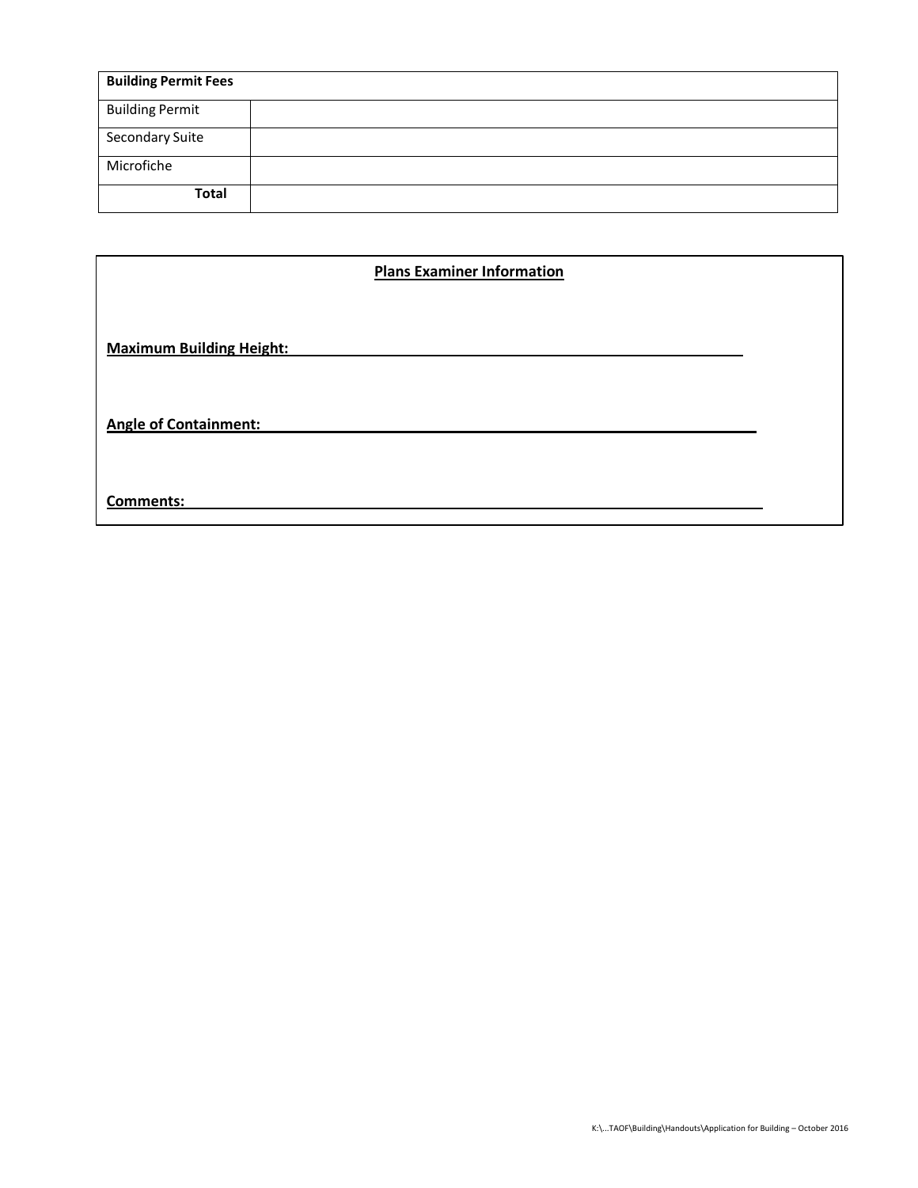| Building Permit Fees | |
|---|---|
| Building Permit | |
| Secondary Suite | |
| Microfiche | |
| **Total** | |

**Plans Examiner Information**

**Maximum Building Height:** \_\_\_\_\_\_\_\_\_\_\_\_\_\_\_\_\_\_\_\_\_\_\_\_\_\_\_\_\_\_\_\_\_\_\_\_\_\_\_\_

**Angle of Containment:** \_\_\_\_\_\_\_\_\_\_\_\_\_\_\_\_\_\_\_\_\_\_\_\_\_\_\_\_\_\_\_\_\_\_\_\_\_\_\_\_\_\_\_

**Comments:** \_\_\_\_\_\_\_\_\_\_\_\_\_\_\_\_\_\_\_\_\_\_\_\_\_\_\_\_\_\_\_\_\_\_\_\_\_\_\_\_\_\_\_\_\_\_\_\_\_\_